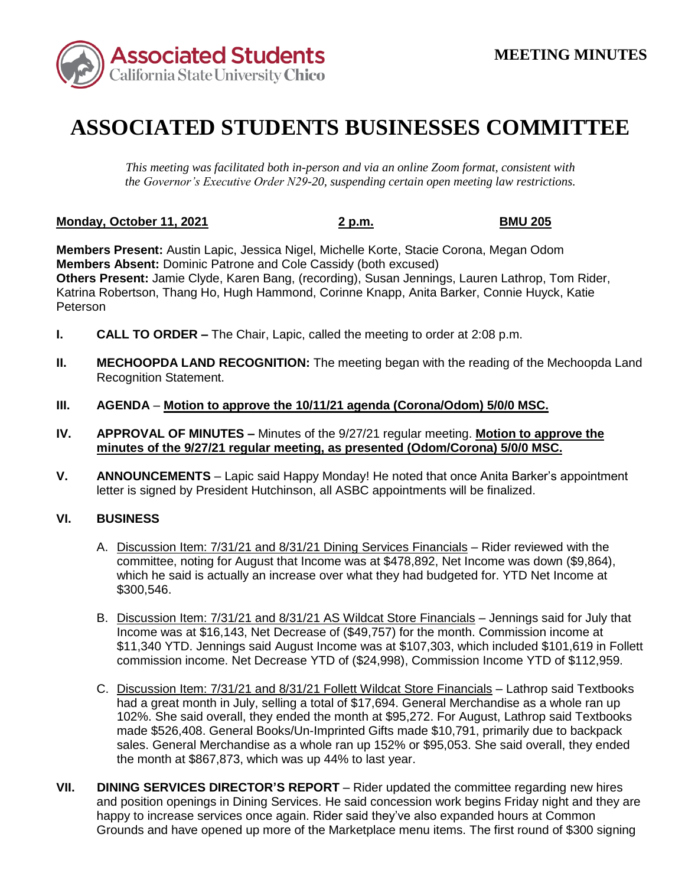Associated Students California State University Chico

**MEETING MINUTES**

# ASSOCIATED STUDENTS BUSINESSES COMMITTEE

*This meeting was facilitated both in-person and via an online Zoom format, consistent with the Governor's Executive Order N29-20, suspending certain open meeting law restrictions.*

**Monday, October 11, 2021** **2 p.m.** **BMU 205**

**Members Present:** Austin Lapic, Jessica Nigel, Michelle Korte, Stacie Corona, Megan Odom
**Members Absent:** Dominic Patrone and Cole Cassidy (both excused)
**Others Present:** Jamie Clyde, Karen Bang, (recording), Susan Jennings, Lauren Lathrop, Tom Rider, Katrina Robertson, Thang Ho, Hugh Hammond, Corinne Knapp, Anita Barker, Connie Huyck, Katie Peterson

**I. CALL TO ORDER –** The Chair, Lapic, called the meeting to order at 2:08 p.m.

**II. MECHOOPDA LAND RECOGNITION:** The meeting began with the reading of the Mechoopda Land Recognition Statement.

**III. AGENDA** – **Motion to approve the 10/11/21 agenda (Corona/Odom) 5/0/0 MSC.**

**IV. APPROVAL OF MINUTES –** Minutes of the 9/27/21 regular meeting. **Motion to approve the minutes of the 9/27/21 regular meeting, as presented (Odom/Corona) 5/0/0 MSC.**

**V. ANNOUNCEMENTS** – Lapic said Happy Monday! He noted that once Anita Barker's appointment letter is signed by President Hutchinson, all ASBC appointments will be finalized.

**VI. BUSINESS**

A. Discussion Item: 7/31/21 and 8/31/21 Dining Services Financials – Rider reviewed with the committee, noting for August that Income was at $478,892, Net Income was down ($9,864), which he said is actually an increase over what they had budgeted for. YTD Net Income at $300,546.

B. Discussion Item: 7/31/21 and 8/31/21 AS Wildcat Store Financials – Jennings said for July that Income was at $16,143, Net Decrease of ($49,757) for the month. Commission income at $11,340 YTD. Jennings said August Income was at $107,303, which included $101,619 in Follett commission income. Net Decrease YTD of ($24,998), Commission Income YTD of $112,959.

C. Discussion Item: 7/31/21 and 8/31/21 Follett Wildcat Store Financials – Lathrop said Textbooks had a great month in July, selling a total of $17,694. General Merchandise as a whole ran up 102%. She said overall, they ended the month at $95,272. For August, Lathrop said Textbooks made $526,408. General Books/Un-Imprinted Gifts made $10,791, primarily due to backpack sales. General Merchandise as a whole ran up 152% or $95,053. She said overall, they ended the month at $867,873, which was up 44% to last year.

**VII. DINING SERVICES DIRECTOR'S REPORT** – Rider updated the committee regarding new hires and position openings in Dining Services. He said concession work begins Friday night and they are happy to increase services once again. Rider said they've also expanded hours at Common Grounds and have opened up more of the Marketplace menu items. The first round of $300 signing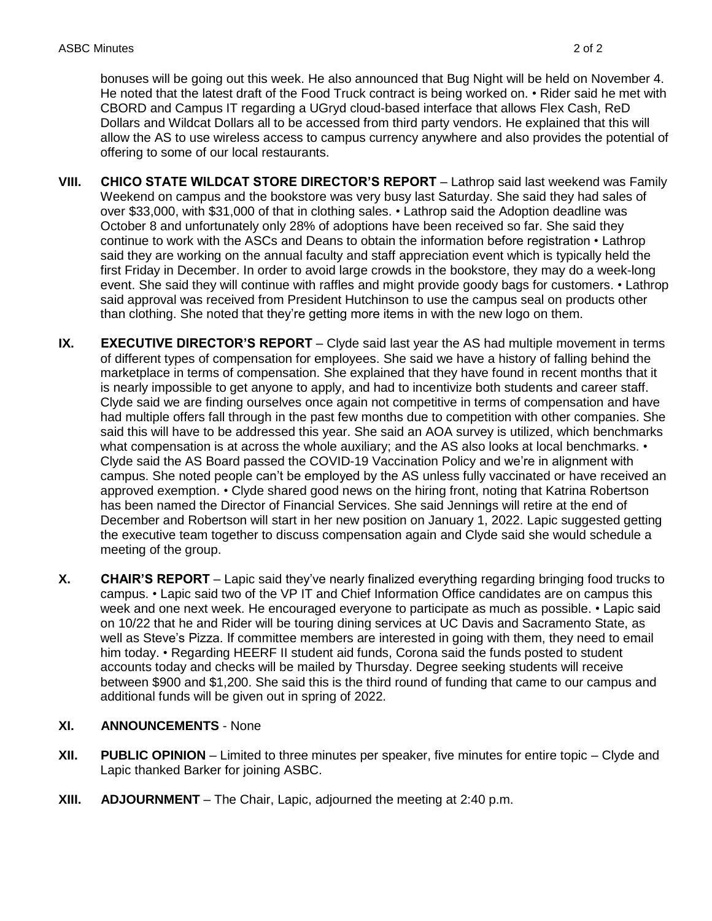bonuses will be going out this week. He also announced that Bug Night will be held on November 4. He noted that the latest draft of the Food Truck contract is being worked on. • Rider said he met with CBORD and Campus IT regarding a UGryd cloud-based interface that allows Flex Cash, ReD Dollars and Wildcat Dollars all to be accessed from third party vendors. He explained that this will allow the AS to use wireless access to campus currency anywhere and also provides the potential of offering to some of our local restaurants.

**VIII. CHICO STATE WILDCAT STORE DIRECTOR'S REPORT** – Lathrop said last weekend was Family Weekend on campus and the bookstore was very busy last Saturday. She said they had sales of over \$33,000, with \$31,000 of that in clothing sales. • Lathrop said the Adoption deadline was October 8 and unfortunately only 28% of adoptions have been received so far. She said they continue to work with the ASCs and Deans to obtain the information before registration • Lathrop said they are working on the annual faculty and staff appreciation event which is typically held the first Friday in December. In order to avoid large crowds in the bookstore, they may do a week-long event. She said they will continue with raffles and might provide goody bags for customers. • Lathrop said approval was received from President Hutchinson to use the campus seal on products other than clothing. She noted that they're getting more items in with the new logo on them.

**IX. EXECUTIVE DIRECTOR'S REPORT** – Clyde said last year the AS had multiple movement in terms of different types of compensation for employees. She said we have a history of falling behind the marketplace in terms of compensation. She explained that they have found in recent months that it is nearly impossible to get anyone to apply, and had to incentivize both students and career staff. Clyde said we are finding ourselves once again not competitive in terms of compensation and have had multiple offers fall through in the past few months due to competition with other companies. She said this will have to be addressed this year. She said an AOA survey is utilized, which benchmarks what compensation is at across the whole auxiliary; and the AS also looks at local benchmarks. • Clyde said the AS Board passed the COVID-19 Vaccination Policy and we're in alignment with campus. She noted people can't be employed by the AS unless fully vaccinated or have received an approved exemption. • Clyde shared good news on the hiring front, noting that Katrina Robertson has been named the Director of Financial Services. She said Jennings will retire at the end of December and Robertson will start in her new position on January 1, 2022. Lapic suggested getting the executive team together to discuss compensation again and Clyde said she would schedule a meeting of the group.

**X. CHAIR'S REPORT** – Lapic said they've nearly finalized everything regarding bringing food trucks to campus. • Lapic said two of the VP IT and Chief Information Office candidates are on campus this week and one next week. He encouraged everyone to participate as much as possible. • Lapic said on 10/22 that he and Rider will be touring dining services at UC Davis and Sacramento State, as well as Steve's Pizza. If committee members are interested in going with them, they need to email him today. • Regarding HEERF II student aid funds, Corona said the funds posted to student accounts today and checks will be mailed by Thursday. Degree seeking students will receive between \$900 and \$1,200. She said this is the third round of funding that came to our campus and additional funds will be given out in spring of 2022.

**XI. ANNOUNCEMENTS** - None

**XII. PUBLIC OPINION** – Limited to three minutes per speaker, five minutes for entire topic – Clyde and Lapic thanked Barker for joining ASBC.

**XIII. ADJOURNMENT** – The Chair, Lapic, adjourned the meeting at 2:40 p.m.